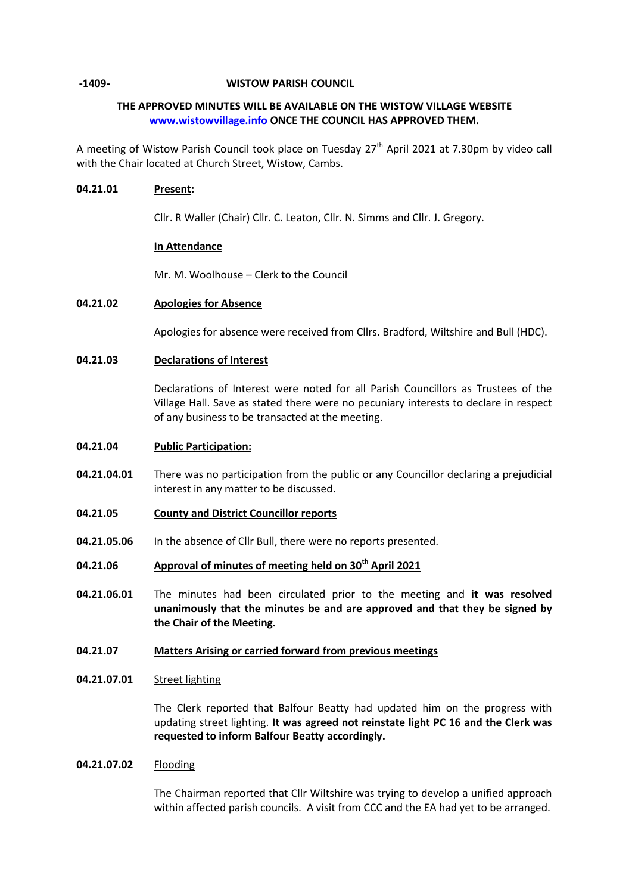**-1409- WISTOW PARISH COUNCIL**

**THE APPROVED MINUTES WILL BE AVAILABLE ON THE WISTOW VILLAGE WEBSITE [www.wistowvillage.info](http://www.wistowvillage.info) ONCE THE COUNCIL HAS APPROVED THEM.**

A meeting of Wistow Parish Council took place on Tuesday 27th April 2021 at 7.30pm by video call with the Chair located at Church Street, Wistow, Cambs.

**04.21.01** **Present:**

Cllr. R Waller (Chair) Cllr. C. Leaton, Cllr. N. Simms and Cllr. J. Gregory.

**In Attendance**

Mr. M. Woolhouse – Clerk to the Council

**04.21.02** **Apologies for Absence**

Apologies for absence were received from Cllrs. Bradford, Wiltshire and Bull (HDC).

**04.21.03** **Declarations of Interest**

Declarations of Interest were noted for all Parish Councillors as Trustees of the Village Hall. Save as stated there were no pecuniary interests to declare in respect of any business to be transacted at the meeting.

**04.21.04** **Public Participation:**

**04.21.04.01** There was no participation from the public or any Councillor declaring a prejudicial interest in any matter to be discussed.

**04.21.05** **County and District Councillor reports**

**04.21.05.06** In the absence of Cllr Bull, there were no reports presented.

**04.21.06** **Approval of minutes of meeting held on 30th April 2021**

**04.21.06.01** The minutes had been circulated prior to the meeting and **it was resolved unanimously that the minutes be and are approved and that they be signed by the Chair of the Meeting.**

**04.21.07** **Matters Arising or carried forward from previous meetings**

**04.21.07.01** Street lighting

The Clerk reported that Balfour Beatty had updated him on the progress with updating street lighting. **It was agreed not reinstate light PC 16 and the Clerk was requested to inform Balfour Beatty accordingly.**

**04.21.07.02** Flooding

The Chairman reported that Cllr Wiltshire was trying to develop a unified approach within affected parish councils. A visit from CCC and the EA had yet to be arranged.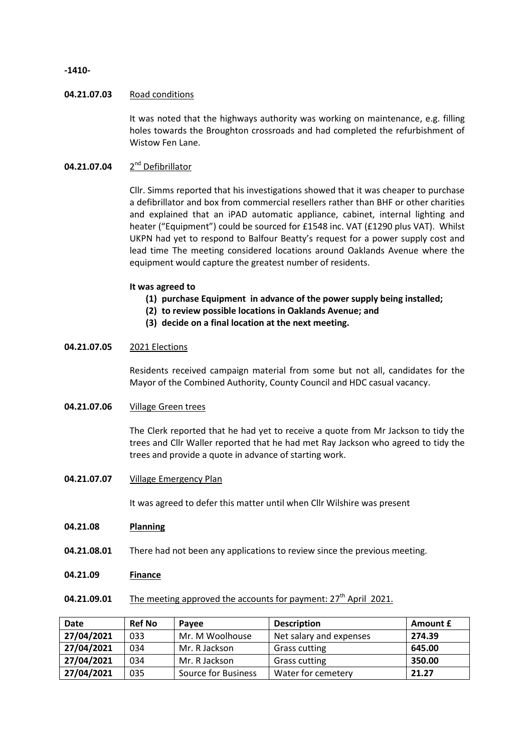**04.21.07.03** Road conditions

It was noted that the highways authority was working on maintenance, e.g. filling holes towards the Broughton crossroads and had completed the refurbishment of Wistow Fen Lane.

**04.21.07.04** 2nd Defibrillator

Cllr. Simms reported that his investigations showed that it was cheaper to purchase a defibrillator and box from commercial resellers rather than BHF or other charities and explained that an iPAD automatic appliance, cabinet, internal lighting and heater ("Equipment") could be sourced for £1548 inc. VAT (£1290 plus VAT). Whilst UKPN had yet to respond to Balfour Beatty's request for a power supply cost and lead time The meeting considered locations around Oaklands Avenue where the equipment would capture the greatest number of residents.

**It was agreed to**

**(1) purchase Equipment in advance of the power supply being installed;**
**(2) to review possible locations in Oaklands Avenue; and**
**(3) decide on a final location at the next meeting.**

**04.21.07.05** 2021 Elections

Residents received campaign material from some but not all, candidates for the Mayor of the Combined Authority, County Council and HDC casual vacancy.

**04.21.07.06** Village Green trees

The Clerk reported that he had yet to receive a quote from Mr Jackson to tidy the trees and Cllr Waller reported that he had met Ray Jackson who agreed to tidy the trees and provide a quote in advance of starting work.

**04.21.07.07** Village Emergency Plan

It was agreed to defer this matter until when Cllr Wilshire was present

**04.21.08 Planning**

**04.21.08.01** There had not been any applications to review since the previous meeting.

**04.21.09 Finance**

**04.21.09.01** The meeting approved the accounts for payment: 27th April 2021.

| Date | Ref No | Payee | Description | Amount £ |
|---|---|---|---|---|
| **27/04/2021** | 033 | Mr. M Woolhouse | Net salary and expenses | **274.39** |
| **27/04/2021** | 034 | Mr. R Jackson | Grass cutting | **645.00** |
| **27/04/2021** | 034 | Mr. R Jackson | Grass cutting | **350.00** |
| **27/04/2021** | 035 | Source for Business | Water for cemetery | **21.27** |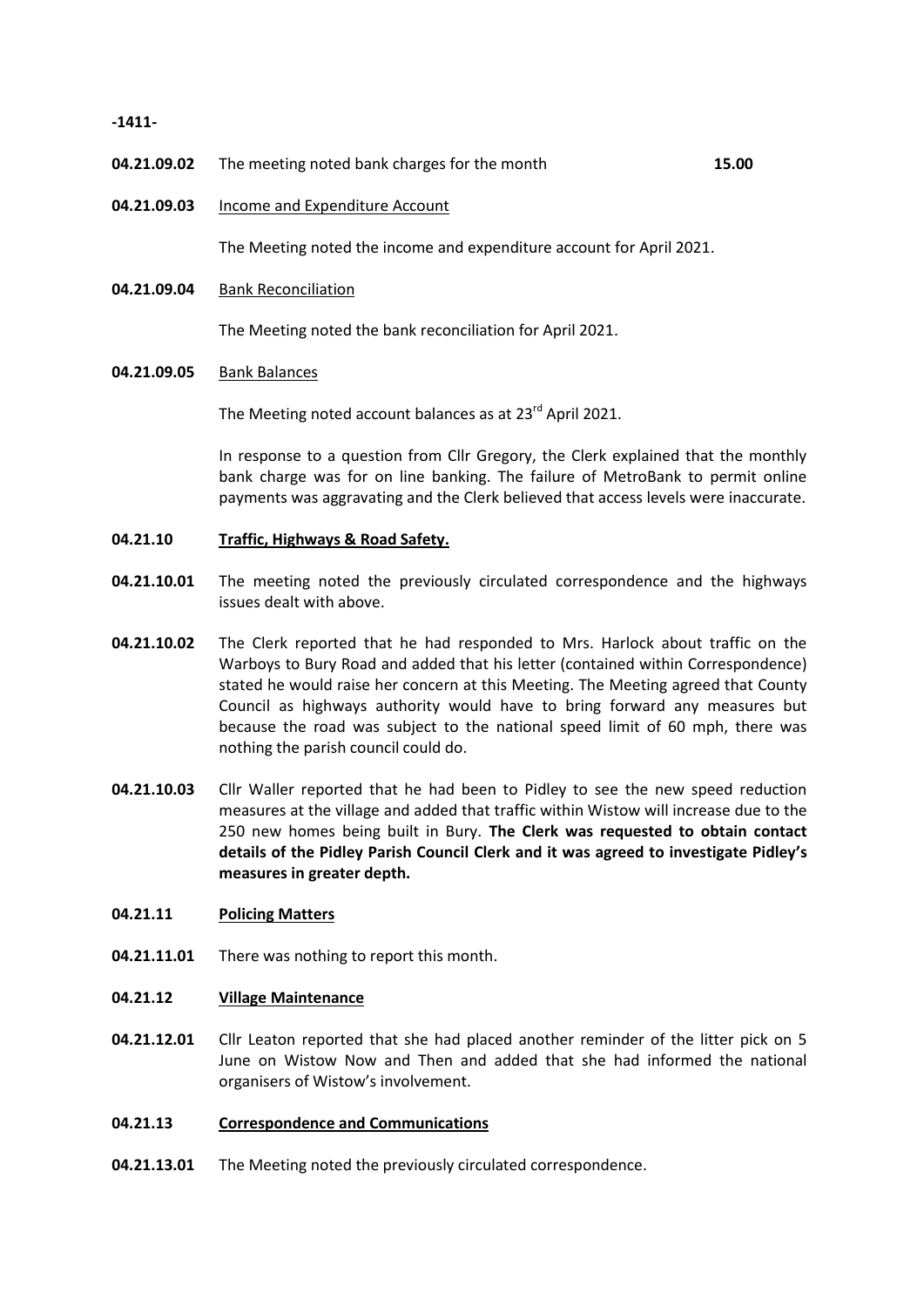**04.21.09.02** The meeting noted bank charges for the month **15.00**

**04.21.09.03** Income and Expenditure Account

The Meeting noted the income and expenditure account for April 2021.

**04.21.09.04** Bank Reconciliation

The Meeting noted the bank reconciliation for April 2021.

**04.21.09.05** Bank Balances

The Meeting noted account balances as at 23rd April 2021.

In response to a question from Cllr Gregory, the Clerk explained that the monthly bank charge was for on line banking. The failure of MetroBank to permit online payments was aggravating and the Clerk believed that access levels were inaccurate.

**04.21.10** **Traffic, Highways & Road Safety.**

**04.21.10.01** The meeting noted the previously circulated correspondence and the highways issues dealt with above.

**04.21.10.02** The Clerk reported that he had responded to Mrs. Harlock about traffic on the Warboys to Bury Road and added that his letter (contained within Correspondence) stated he would raise her concern at this Meeting. The Meeting agreed that County Council as highways authority would have to bring forward any measures but because the road was subject to the national speed limit of 60 mph, there was nothing the parish council could do.

**04.21.10.03** Cllr Waller reported that he had been to Pidley to see the new speed reduction measures at the village and added that traffic within Wistow will increase due to the 250 new homes being built in Bury. **The Clerk was requested to obtain contact details of the Pidley Parish Council Clerk and it was agreed to investigate Pidley's measures in greater depth.**

**04.21.11** **Policing Matters**

**04.21.11.01** There was nothing to report this month.

**04.21.12** **Village Maintenance**

**04.21.12.01** Cllr Leaton reported that she had placed another reminder of the litter pick on 5 June on Wistow Now and Then and added that she had informed the national organisers of Wistow's involvement.

**04.21.13** **Correspondence and Communications**

**04.21.13.01** The Meeting noted the previously circulated correspondence.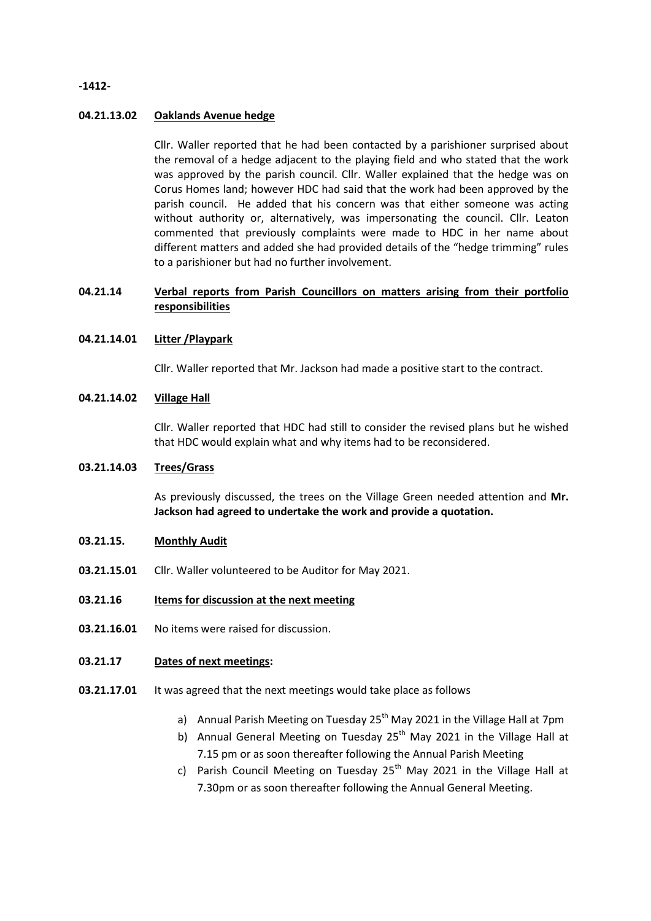**04.21.13.02 Oaklands Avenue hedge**

Cllr. Waller reported that he had been contacted by a parishioner surprised about the removal of a hedge adjacent to the playing field and who stated that the work was approved by the parish council. Cllr. Waller explained that the hedge was on Corus Homes land; however HDC had said that the work had been approved by the parish council. He added that his concern was that either someone was acting without authority or, alternatively, was impersonating the council. Cllr. Leaton commented that previously complaints were made to HDC in her name about different matters and added she had provided details of the "hedge trimming" rules to a parishioner but had no further involvement.

**04.21.14 Verbal reports from Parish Councillors on matters arising from their portfolio responsibilities**

**04.21.14.01 Litter /Playpark**

Cllr. Waller reported that Mr. Jackson had made a positive start to the contract.

**04.21.14.02 Village Hall**

Cllr. Waller reported that HDC had still to consider the revised plans but he wished that HDC would explain what and why items had to be reconsidered.

**03.21.14.03 Trees/Grass**

As previously discussed, the trees on the Village Green needed attention and **Mr. Jackson had agreed to undertake the work and provide a quotation.**

**03.21.15. Monthly Audit**

**03.21.15.01** Cllr. Waller volunteered to be Auditor for May 2021.

**03.21.16 Items for discussion at the next meeting**

**03.21.16.01** No items were raised for discussion.

**03.21.17 Dates of next meetings:**

**03.21.17.01** It was agreed that the next meetings would take place as follows

a) Annual Parish Meeting on Tuesday 25th May 2021 in the Village Hall at 7pm
b) Annual General Meeting on Tuesday 25th May 2021 in the Village Hall at 7.15 pm or as soon thereafter following the Annual Parish Meeting
c) Parish Council Meeting on Tuesday 25th May 2021 in the Village Hall at 7.30pm or as soon thereafter following the Annual General Meeting.